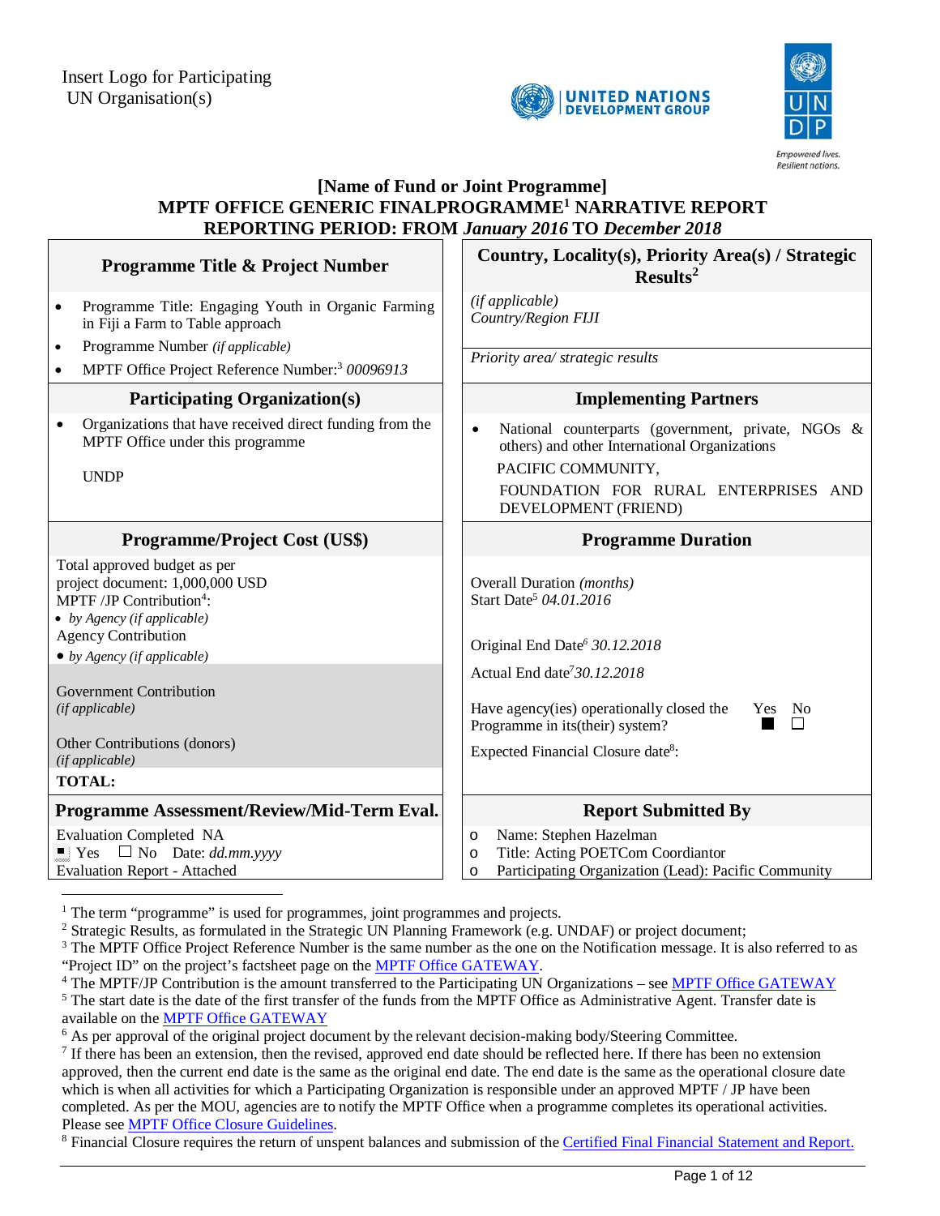Insert Logo for Participating UN Organisation(s)

UNITED NATIONS DEVELOPMENT GROUP

Empowered lives. Resilient nations.

# [Name of Fund or Joint Programme]
# MPTF OFFICE GENERIC FINALPROGRAMME[1] NARRATIVE REPORT
# REPORTING PERIOD: FROM *January 2016* TO *December 2018*

| **Programme Title & Project Number** | **Country, Locality(s), Priority Area(s) / Strategic Results[2]** |
|---|---|
| • Programme Title: Engaging Youth in Organic Farming in Fiji a Farm to Table approach<br>• Programme Number *(if applicable)*<br>• MPTF Office Project Reference Number:[3] *00096913* | *(if applicable)*<br>*Country/Region FIJI*<br><br>*Priority area/ strategic results* |
| **Participating Organization(s)** | **Implementing Partners** |
| • Organizations that have received direct funding from the MPTF Office under this programme<br><br>UNDP | • National counterparts (government, private, NGOs & others) and other International Organizations<br>PACIFIC COMMUNITY,<br>FOUNDATION FOR RURAL ENTERPRISES AND DEVELOPMENT (FRIEND) |
| **Programme/Project Cost (US$)** | **Programme Duration** |
| Total approved budget as per project document: 1,000,000 USD<br>MPTF /JP Contribution[4]:<br>• *by Agency (if applicable)*<br>Agency Contribution<br>• *by Agency (if applicable)*<br><br>Government Contribution *(if applicable)*<br><br>Other Contributions (donors) *(if applicable)*<br>**TOTAL:** | Overall Duration *(months)*<br>Start Date[5] *04.01.2016*<br><br>Original End Date[6] *30.12.2018*<br>Actual End date[7] *30.12.2018*<br><br>Have agency(ies) operationally closed the Programme in its(their) system? Yes ■ No ☐<br><br>Expected Financial Closure date[8]: |
| **Programme Assessment/Review/Mid-Term Eval.** | **Report Submitted By** |
| Evaluation Completed NA<br>■ Yes ☐ No Date: *dd.mm.yyyy*<br>Evaluation Report - Attached | o Name: Stephen Hazelman<br>o Title: Acting POETCom Coordiantor<br>o Participating Organization (Lead): Pacific Community |

[1] The term "programme" is used for programmes, joint programmes and projects.
[2] Strategic Results, as formulated in the Strategic UN Planning Framework (e.g. UNDAF) or project document;
[3] The MPTF Office Project Reference Number is the same number as the one on the Notification message. It is also referred to as "Project ID" on the project's factsheet page on the MPTF Office GATEWAY.
[4] The MPTF/JP Contribution is the amount transferred to the Participating UN Organizations – see MPTF Office GATEWAY
[5] The start date is the date of the first transfer of the funds from the MPTF Office as Administrative Agent. Transfer date is available on the MPTF Office GATEWAY
[6] As per approval of the original project document by the relevant decision-making body/Steering Committee.
[7] If there has been an extension, then the revised, approved end date should be reflected here. If there has been no extension approved, then the current end date is the same as the original end date. The end date is the same as the operational closure date which is when all activities for which a Participating Organization is responsible under an approved MPTF / JP have been completed. As per the MOU, agencies are to notify the MPTF Office when a programme completes its operational activities. Please see MPTF Office Closure Guidelines.
[8] Financial Closure requires the return of unspent balances and submission of the Certified Final Financial Statement and Report.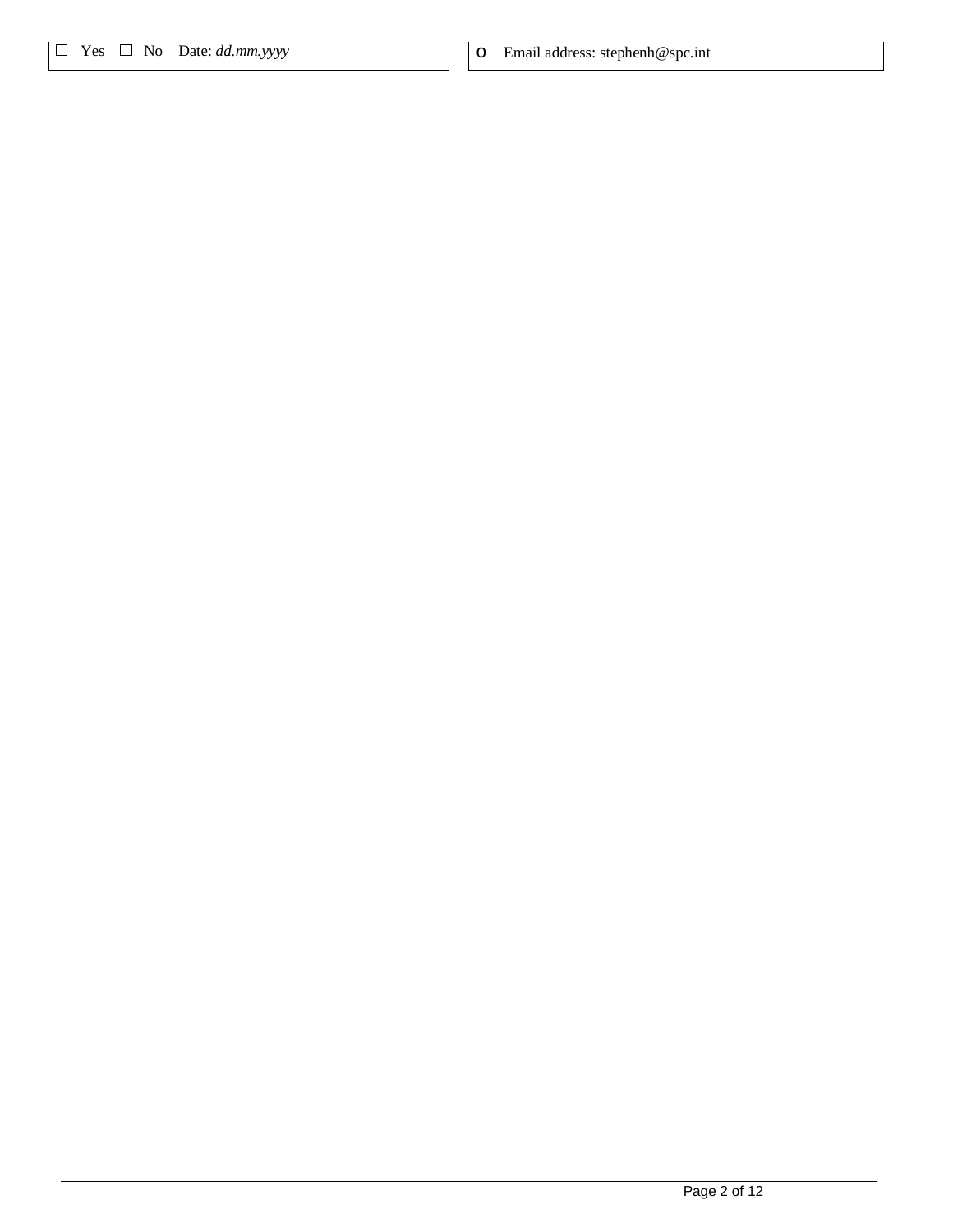| | |
|---|---|
| ☐ Yes ☐ No Date: *dd.mm.yyyy* | o Email address: stephenh@spc.int |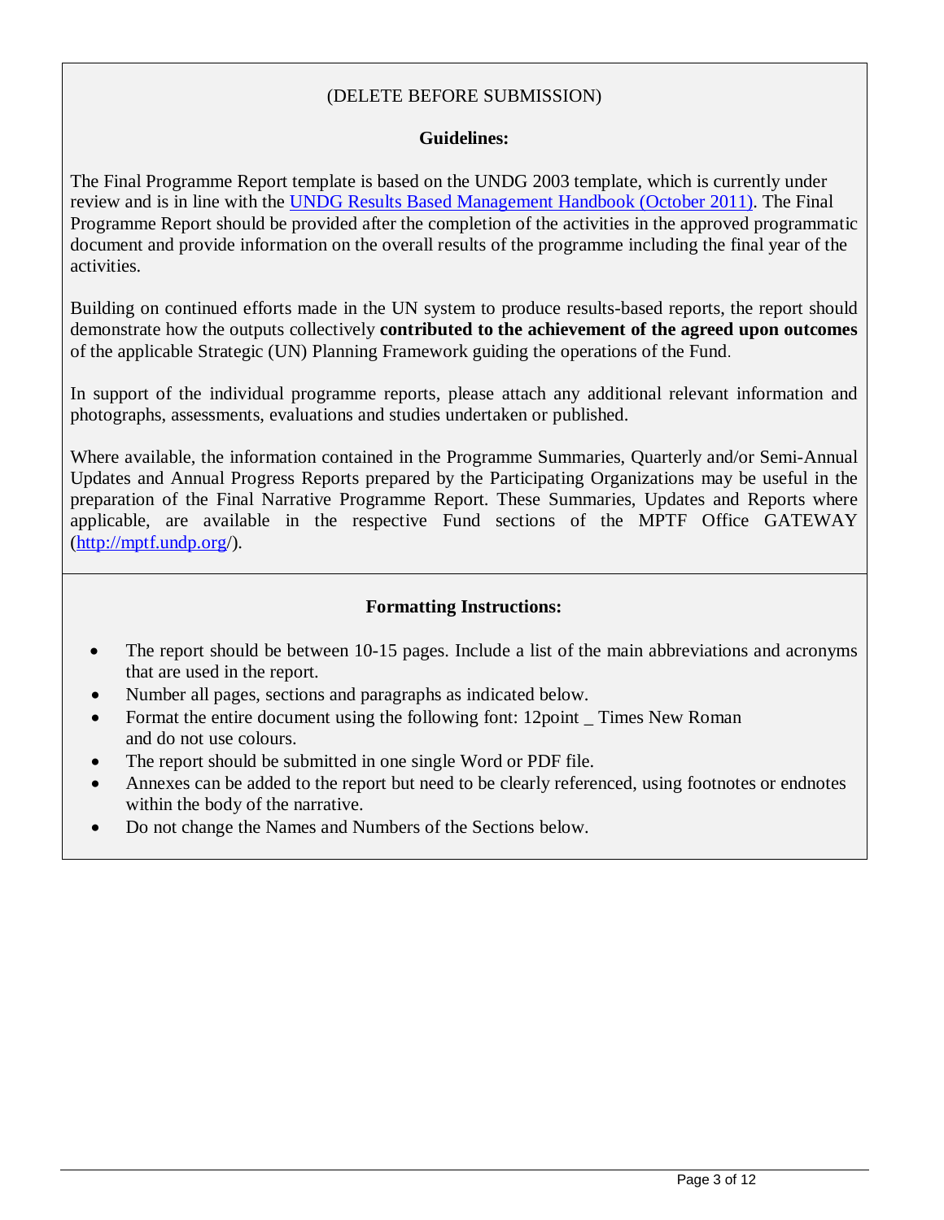(DELETE BEFORE SUBMISSION)

**Guidelines:**

The Final Programme Report template is based on the UNDG 2003 template, which is currently under review and is in line with the [UNDG Results Based Management Handbook (October 2011)](). The Final Programme Report should be provided after the completion of the activities in the approved programmatic document and provide information on the overall results of the programme including the final year of the activities.

Building on continued efforts made in the UN system to produce results-based reports, the report should demonstrate how the outputs collectively **contributed to the achievement of the agreed upon outcomes** of the applicable Strategic (UN) Planning Framework guiding the operations of the Fund.

In support of the individual programme reports, please attach any additional relevant information and photographs, assessments, evaluations and studies undertaken or published.

Where available, the information contained in the Programme Summaries, Quarterly and/or Semi-Annual Updates and Annual Progress Reports prepared by the Participating Organizations may be useful in the preparation of the Final Narrative Programme Report. These Summaries, Updates and Reports where applicable, are available in the respective Fund sections of the MPTF Office GATEWAY ([http://mptf.undp.org/](http://mptf.undp.org/)).

**Formatting Instructions:**

- The report should be between 10-15 pages. Include a list of the main abbreviations and acronyms that are used in the report.
- Number all pages, sections and paragraphs as indicated below.
- Format the entire document using the following font: 12point _ Times New Roman and do not use colours.
- The report should be submitted in one single Word or PDF file.
- Annexes can be added to the report but need to be clearly referenced, using footnotes or endnotes within the body of the narrative.
- Do not change the Names and Numbers of the Sections below.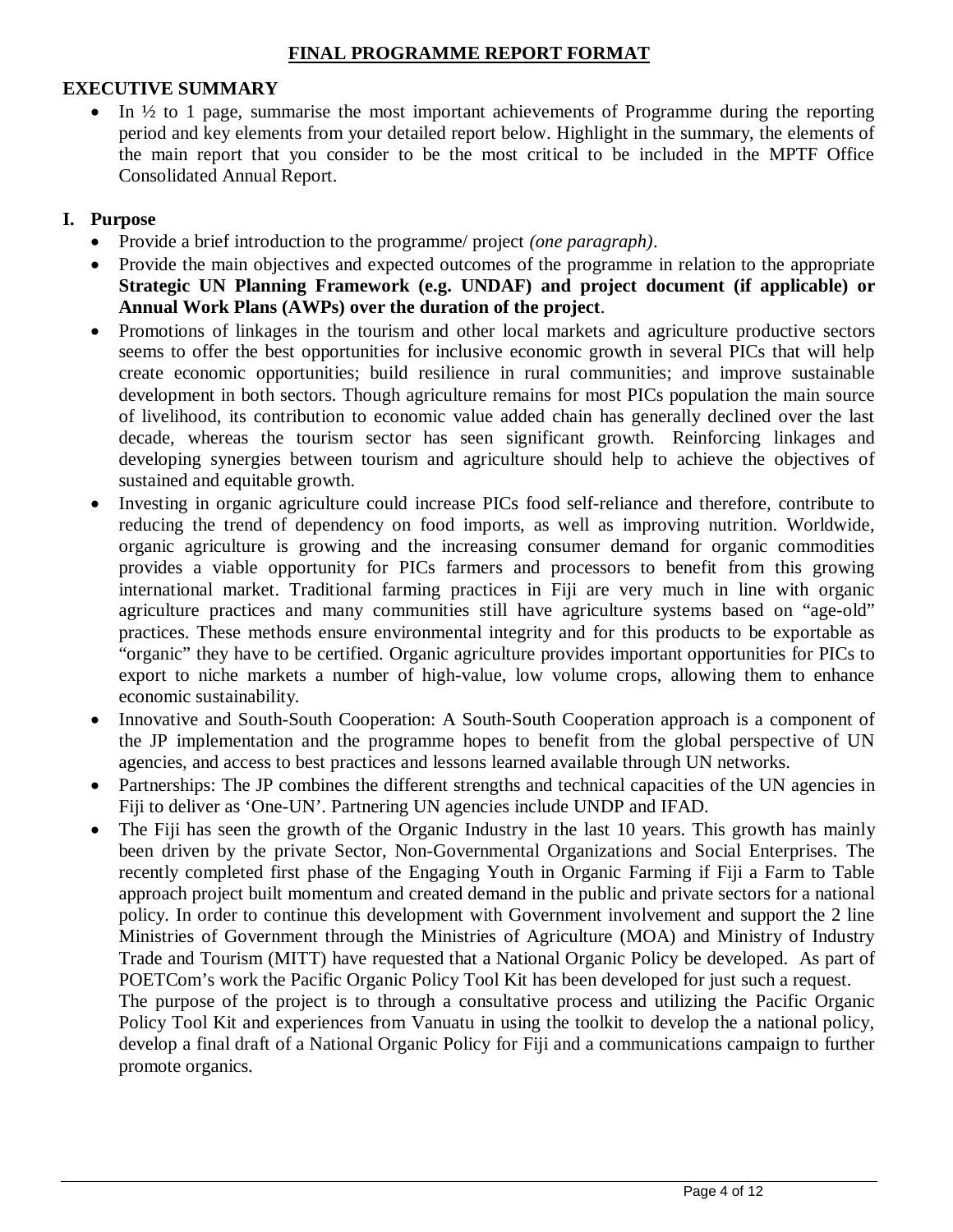## FINAL PROGRAMME REPORT FORMAT

### EXECUTIVE SUMMARY

- In ½ to 1 page, summarise the most important achievements of Programme during the reporting period and key elements from your detailed report below. Highlight in the summary, the elements of the main report that you consider to be the most critical to be included in the MPTF Office Consolidated Annual Report.

### I. Purpose

- Provide a brief introduction to the programme/ project *(one paragraph)*.
- Provide the main objectives and expected outcomes of the programme in relation to the appropriate **Strategic UN Planning Framework (e.g. UNDAF) and project document (if applicable) or Annual Work Plans (AWPs) over the duration of the project**.
- Promotions of linkages in the tourism and other local markets and agriculture productive sectors seems to offer the best opportunities for inclusive economic growth in several PICs that will help create economic opportunities; build resilience in rural communities; and improve sustainable development in both sectors. Though agriculture remains for most PICs population the main source of livelihood, its contribution to economic value added chain has generally declined over the last decade, whereas the tourism sector has seen significant growth. Reinforcing linkages and developing synergies between tourism and agriculture should help to achieve the objectives of sustained and equitable growth.
- Investing in organic agriculture could increase PICs food self-reliance and therefore, contribute to reducing the trend of dependency on food imports, as well as improving nutrition. Worldwide, organic agriculture is growing and the increasing consumer demand for organic commodities provides a viable opportunity for PICs farmers and processors to benefit from this growing international market. Traditional farming practices in Fiji are very much in line with organic agriculture practices and many communities still have agriculture systems based on "age-old" practices. These methods ensure environmental integrity and for this products to be exportable as "organic" they have to be certified. Organic agriculture provides important opportunities for PICs to export to niche markets a number of high-value, low volume crops, allowing them to enhance economic sustainability.
- Innovative and South-South Cooperation: A South-South Cooperation approach is a component of the JP implementation and the programme hopes to benefit from the global perspective of UN agencies, and access to best practices and lessons learned available through UN networks.
- Partnerships: The JP combines the different strengths and technical capacities of the UN agencies in Fiji to deliver as 'One-UN'. Partnering UN agencies include UNDP and IFAD.
- The Fiji has seen the growth of the Organic Industry in the last 10 years. This growth has mainly been driven by the private Sector, Non-Governmental Organizations and Social Enterprises. The recently completed first phase of the Engaging Youth in Organic Farming if Fiji a Farm to Table approach project built momentum and created demand in the public and private sectors for a national policy. In order to continue this development with Government involvement and support the 2 line Ministries of Government through the Ministries of Agriculture (MOA) and Ministry of Industry Trade and Tourism (MITT) have requested that a National Organic Policy be developed. As part of POETCom's work the Pacific Organic Policy Tool Kit has been developed for just such a request.

  The purpose of the project is to through a consultative process and utilizing the Pacific Organic Policy Tool Kit and experiences from Vanuatu in using the toolkit to develop the a national policy, develop a final draft of a National Organic Policy for Fiji and a communications campaign to further promote organics.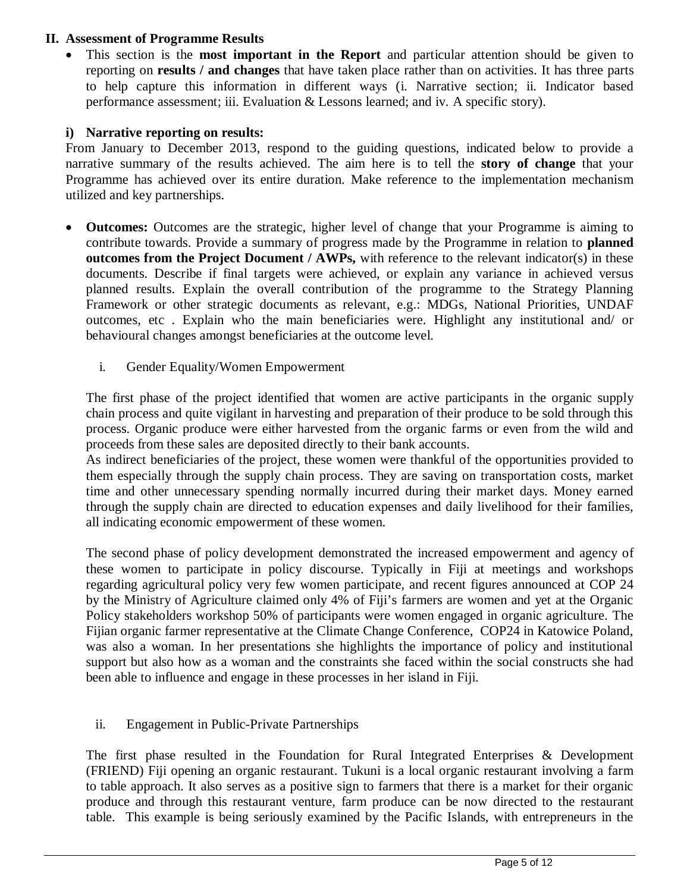## II. Assessment of Programme Results

- This section is the **most important in the Report** and particular attention should be given to reporting on **results / and changes** that have taken place rather than on activities. It has three parts to help capture this information in different ways (i. Narrative section; ii. Indicator based performance assessment; iii. Evaluation & Lessons learned; and iv. A specific story).

### i) Narrative reporting on results:

From January to December 2013, respond to the guiding questions, indicated below to provide a narrative summary of the results achieved. The aim here is to tell the **story of change** that your Programme has achieved over its entire duration. Make reference to the implementation mechanism utilized and key partnerships.

- **Outcomes:** Outcomes are the strategic, higher level of change that your Programme is aiming to contribute towards. Provide a summary of progress made by the Programme in relation to **planned outcomes from the Project Document / AWPs,** with reference to the relevant indicator(s) in these documents. Describe if final targets were achieved, or explain any variance in achieved versus planned results. Explain the overall contribution of the programme to the Strategy Planning Framework or other strategic documents as relevant, e.g.: MDGs, National Priorities, UNDAF outcomes, etc . Explain who the main beneficiaries were. Highlight any institutional and/ or behavioural changes amongst beneficiaries at the outcome level.

  i. Gender Equality/Women Empowerment

The first phase of the project identified that women are active participants in the organic supply chain process and quite vigilant in harvesting and preparation of their produce to be sold through this process. Organic produce were either harvested from the organic farms or even from the wild and proceeds from these sales are deposited directly to their bank accounts.

As indirect beneficiaries of the project, these women were thankful of the opportunities provided to them especially through the supply chain process. They are saving on transportation costs, market time and other unnecessary spending normally incurred during their market days. Money earned through the supply chain are directed to education expenses and daily livelihood for their families, all indicating economic empowerment of these women.

The second phase of policy development demonstrated the increased empowerment and agency of these women to participate in policy discourse. Typically in Fiji at meetings and workshops regarding agricultural policy very few women participate, and recent figures announced at COP 24 by the Ministry of Agriculture claimed only 4% of Fiji's farmers are women and yet at the Organic Policy stakeholders workshop 50% of participants were women engaged in organic agriculture. The Fijian organic farmer representative at the Climate Change Conference, COP24 in Katowice Poland, was also a woman. In her presentations she highlights the importance of policy and institutional support but also how as a woman and the constraints she faced within the social constructs she had been able to influence and engage in these processes in her island in Fiji.

  ii. Engagement in Public-Private Partnerships

The first phase resulted in the Foundation for Rural Integrated Enterprises & Development (FRIEND) Fiji opening an organic restaurant. Tukuni is a local organic restaurant involving a farm to table approach. It also serves as a positive sign to farmers that there is a market for their organic produce and through this restaurant venture, farm produce can be now directed to the restaurant table. This example is being seriously examined by the Pacific Islands, with entrepreneurs in the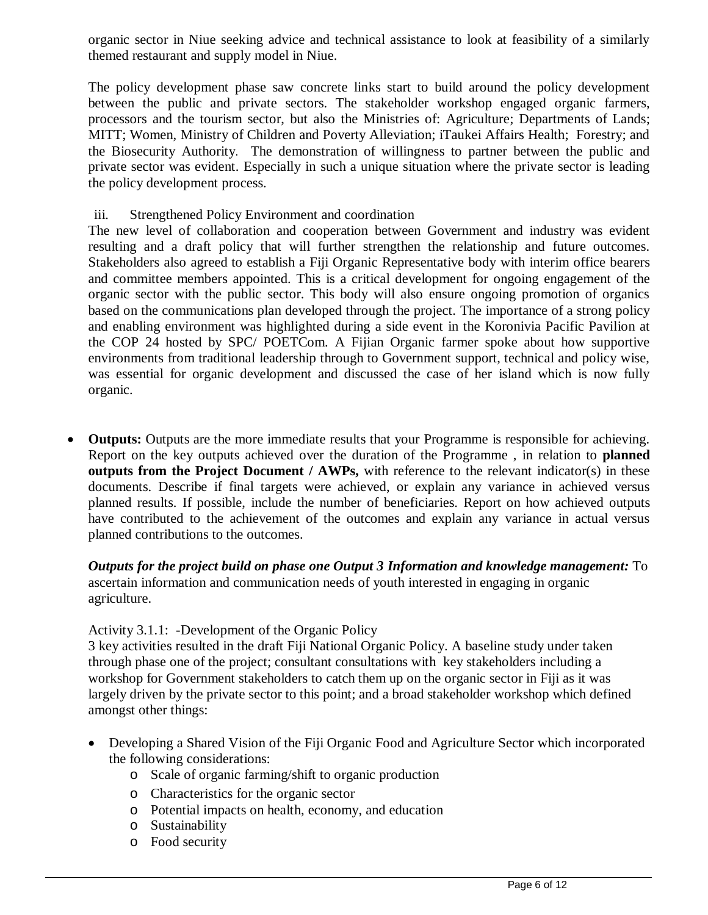organic sector in Niue seeking advice and technical assistance to look at feasibility of a similarly themed restaurant and supply model in Niue.

The policy development phase saw concrete links start to build around the policy development between the public and private sectors. The stakeholder workshop engaged organic farmers, processors and the tourism sector, but also the Ministries of: Agriculture; Departments of Lands; MITT; Women, Ministry of Children and Poverty Alleviation; iTaukei Affairs Health; Forestry; and the Biosecurity Authority. The demonstration of willingness to partner between the public and private sector was evident. Especially in such a unique situation where the private sector is leading the policy development process.

iii. Strengthened Policy Environment and coordination

The new level of collaboration and cooperation between Government and industry was evident resulting and a draft policy that will further strengthen the relationship and future outcomes. Stakeholders also agreed to establish a Fiji Organic Representative body with interim office bearers and committee members appointed. This is a critical development for ongoing engagement of the organic sector with the public sector. This body will also ensure ongoing promotion of organics based on the communications plan developed through the project. The importance of a strong policy and enabling environment was highlighted during a side event in the Koronivia Pacific Pavilion at the COP 24 hosted by SPC/ POETCom. A Fijian Organic farmer spoke about how supportive environments from traditional leadership through to Government support, technical and policy wise, was essential for organic development and discussed the case of her island which is now fully organic.

- **Outputs:** Outputs are the more immediate results that your Programme is responsible for achieving. Report on the key outputs achieved over the duration of the Programme , in relation to **planned outputs from the Project Document / AWPs,** with reference to the relevant indicator(s) in these documents. Describe if final targets were achieved, or explain any variance in achieved versus planned results. If possible, include the number of beneficiaries. Report on how achieved outputs have contributed to the achievement of the outcomes and explain any variance in actual versus planned contributions to the outcomes.

  ***Outputs for the project build on phase one Output 3 Information and knowledge management:*** To ascertain information and communication needs of youth interested in engaging in organic agriculture.

  Activity 3.1.1: -Development of the Organic Policy

  3 key activities resulted in the draft Fiji National Organic Policy. A baseline study under taken through phase one of the project; consultant consultations with key stakeholders including a workshop for Government stakeholders to catch them up on the organic sector in Fiji as it was largely driven by the private sector to this point; and a broad stakeholder workshop which defined amongst other things:

  - Developing a Shared Vision of the Fiji Organic Food and Agriculture Sector which incorporated the following considerations:
    - Scale of organic farming/shift to organic production
    - Characteristics for the organic sector
    - Potential impacts on health, economy, and education
    - Sustainability
    - Food security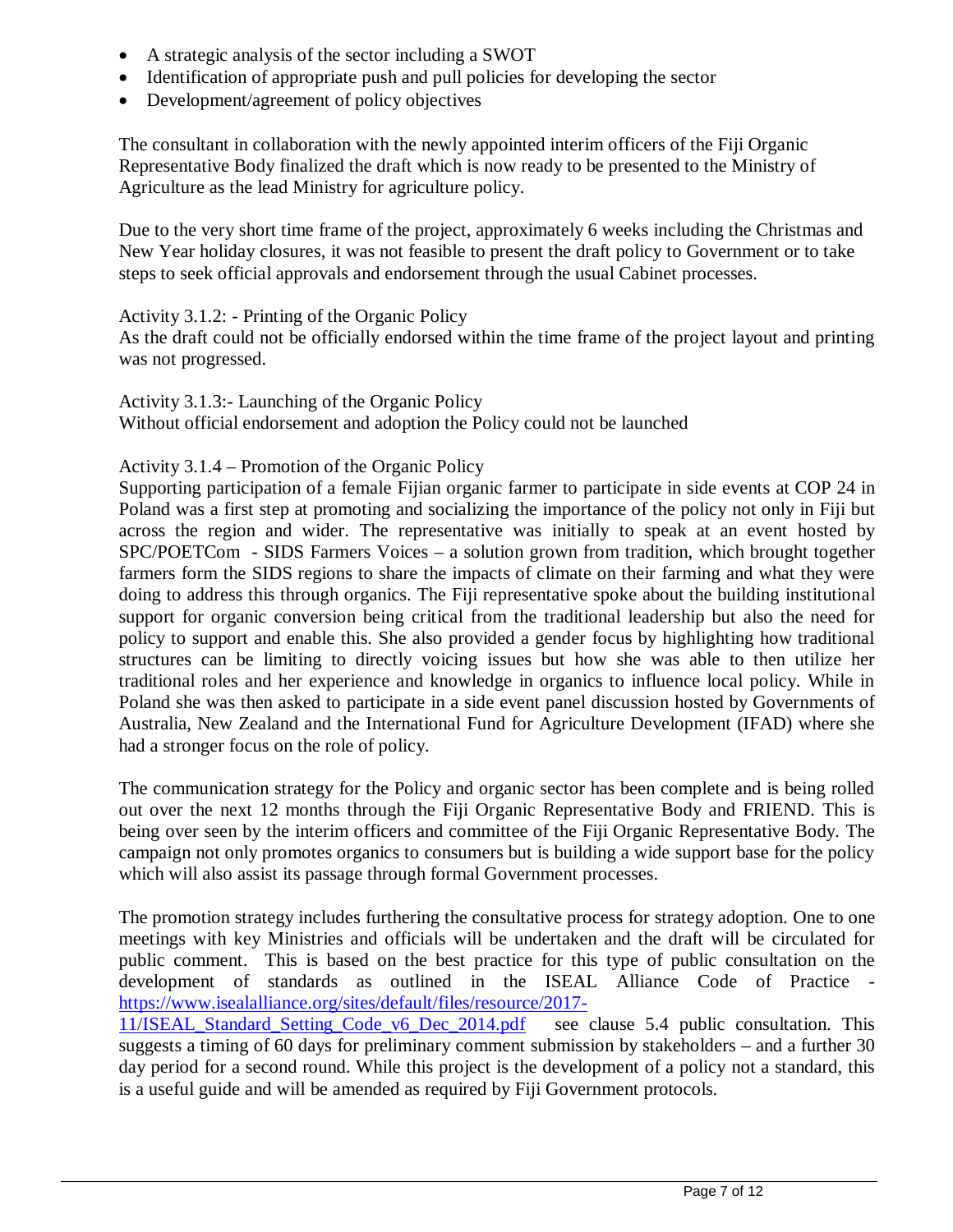- A strategic analysis of the sector including a SWOT
- Identification of appropriate push and pull policies for developing the sector
- Development/agreement of policy objectives

The consultant in collaboration with the newly appointed interim officers of the Fiji Organic Representative Body finalized the draft which is now ready to be presented to the Ministry of Agriculture as the lead Ministry for agriculture policy.

Due to the very short time frame of the project, approximately 6 weeks including the Christmas and New Year holiday closures, it was not feasible to present the draft policy to Government or to take steps to seek official approvals and endorsement through the usual Cabinet processes.

Activity 3.1.2: - Printing of the Organic Policy
As the draft could not be officially endorsed within the time frame of the project layout and printing was not progressed.

Activity 3.1.3:- Launching of the Organic Policy
Without official endorsement and adoption the Policy could not be launched

Activity 3.1.4 – Promotion of the Organic Policy
Supporting participation of a female Fijian organic farmer to participate in side events at COP 24 in Poland was a first step at promoting and socializing the importance of the policy not only in Fiji but across the region and wider. The representative was initially to speak at an event hosted by SPC/POETCom - SIDS Farmers Voices – a solution grown from tradition, which brought together farmers form the SIDS regions to share the impacts of climate on their farming and what they were doing to address this through organics. The Fiji representative spoke about the building institutional support for organic conversion being critical from the traditional leadership but also the need for policy to support and enable this. She also provided a gender focus by highlighting how traditional structures can be limiting to directly voicing issues but how she was able to then utilize her traditional roles and her experience and knowledge in organics to influence local policy. While in Poland she was then asked to participate in a side event panel discussion hosted by Governments of Australia, New Zealand and the International Fund for Agriculture Development (IFAD) where she had a stronger focus on the role of policy.

The communication strategy for the Policy and organic sector has been complete and is being rolled out over the next 12 months through the Fiji Organic Representative Body and FRIEND. This is being over seen by the interim officers and committee of the Fiji Organic Representative Body. The campaign not only promotes organics to consumers but is building a wide support base for the policy which will also assist its passage through formal Government processes.

The promotion strategy includes furthering the consultative process for strategy adoption. One to one meetings with key Ministries and officials will be undertaken and the draft will be circulated for public comment. This is based on the best practice for this type of public consultation on the development of standards as outlined in the ISEAL Alliance Code of Practice - [https://www.isealalliance.org/sites/default/files/resource/2017-11/ISEAL_Standard_Setting_Code_v6_Dec_2014.pdf](https://www.isealalliance.org/sites/default/files/resource/2017-11/ISEAL_Standard_Setting_Code_v6_Dec_2014.pdf) see clause 5.4 public consultation. This suggests a timing of 60 days for preliminary comment submission by stakeholders – and a further 30 day period for a second round. While this project is the development of a policy not a standard, this is a useful guide and will be amended as required by Fiji Government protocols.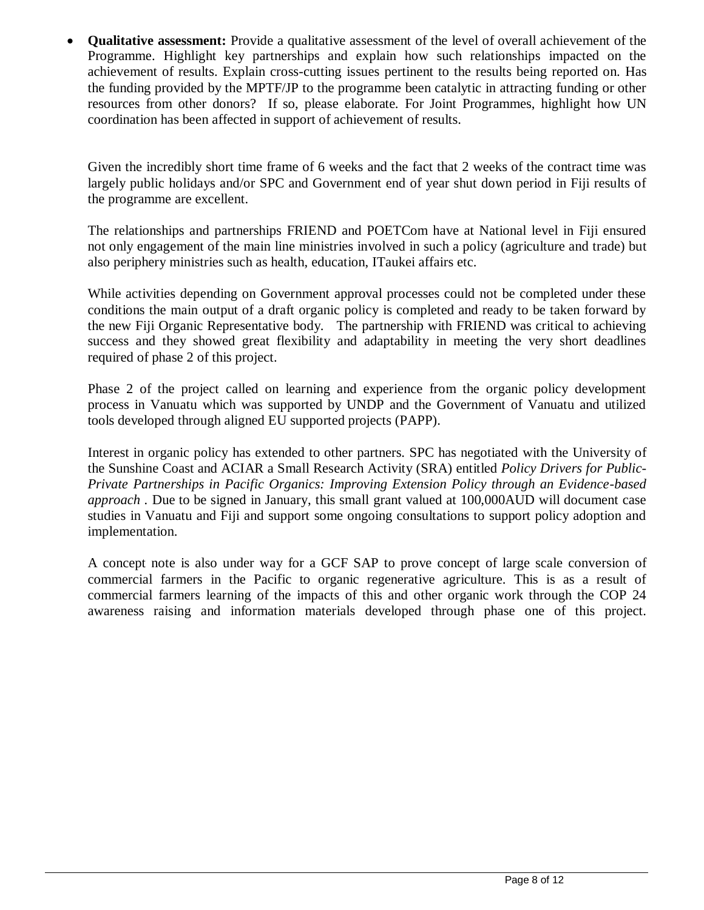- **Qualitative assessment:** Provide a qualitative assessment of the level of overall achievement of the Programme. Highlight key partnerships and explain how such relationships impacted on the achievement of results. Explain cross-cutting issues pertinent to the results being reported on. Has the funding provided by the MPTF/JP to the programme been catalytic in attracting funding or other resources from other donors? If so, please elaborate. For Joint Programmes, highlight how UN coordination has been affected in support of achievement of results.

Given the incredibly short time frame of 6 weeks and the fact that 2 weeks of the contract time was largely public holidays and/or SPC and Government end of year shut down period in Fiji results of the programme are excellent.

The relationships and partnerships FRIEND and POETCom have at National level in Fiji ensured not only engagement of the main line ministries involved in such a policy (agriculture and trade) but also periphery ministries such as health, education, ITaukei affairs etc.

While activities depending on Government approval processes could not be completed under these conditions the main output of a draft organic policy is completed and ready to be taken forward by the new Fiji Organic Representative body. The partnership with FRIEND was critical to achieving success and they showed great flexibility and adaptability in meeting the very short deadlines required of phase 2 of this project.

Phase 2 of the project called on learning and experience from the organic policy development process in Vanuatu which was supported by UNDP and the Government of Vanuatu and utilized tools developed through aligned EU supported projects (PAPP).

Interest in organic policy has extended to other partners. SPC has negotiated with the University of the Sunshine Coast and ACIAR a Small Research Activity (SRA) entitled *Policy Drivers for Public-Private Partnerships in Pacific Organics: Improving Extension Policy through an Evidence-based approach* . Due to be signed in January, this small grant valued at 100,000AUD will document case studies in Vanuatu and Fiji and support some ongoing consultations to support policy adoption and implementation.

A concept note is also under way for a GCF SAP to prove concept of large scale conversion of commercial farmers in the Pacific to organic regenerative agriculture. This is as a result of commercial farmers learning of the impacts of this and other organic work through the COP 24 awareness raising and information materials developed through phase one of this project.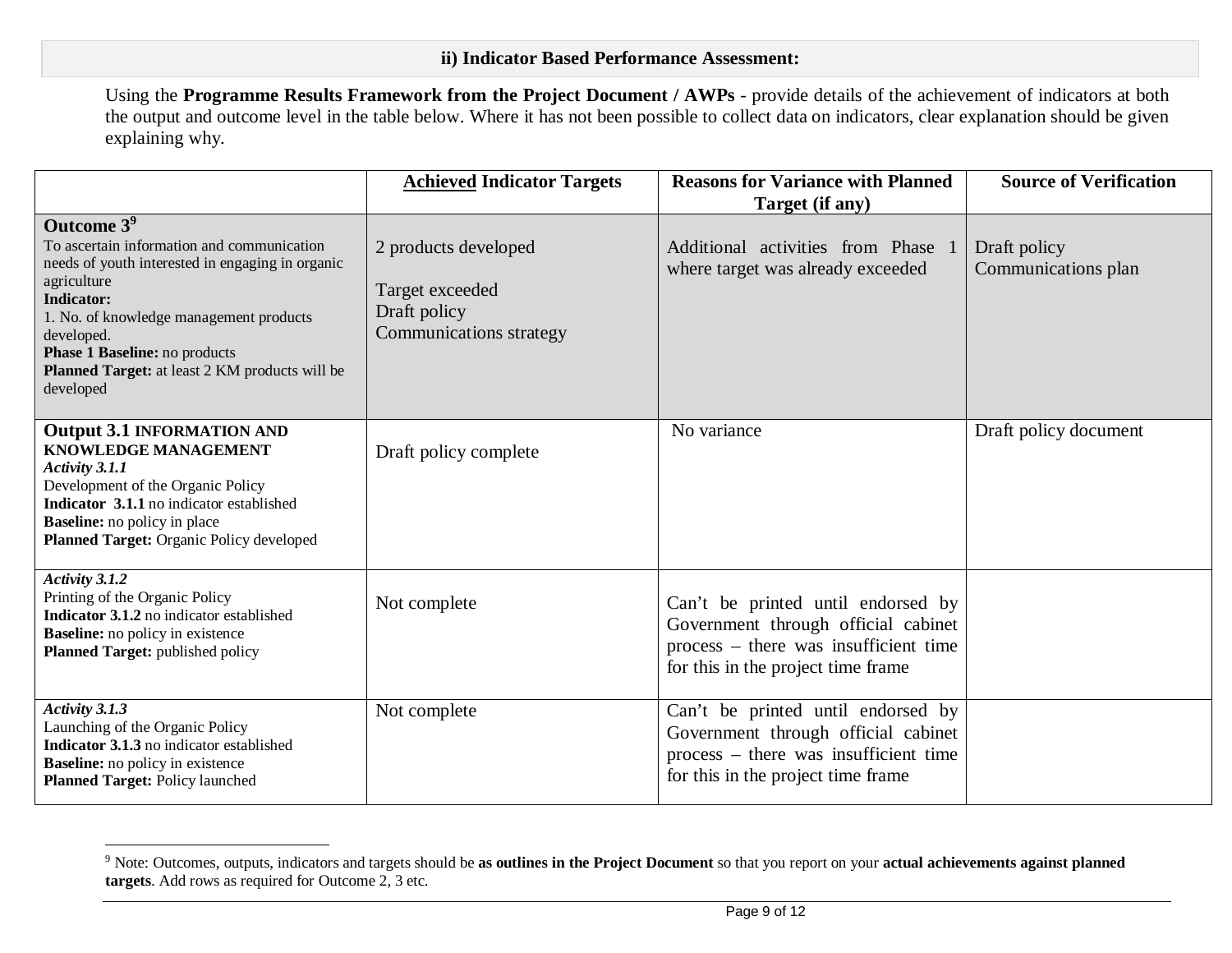## ii) Indicator Based Performance Assessment:

Using the **Programme Results Framework from the Project Document / AWPs** - provide details of the achievement of indicators at both the output and outcome level in the table below. Where it has not been possible to collect data on indicators, clear explanation should be given explaining why.

| | **Achieved Indicator Targets** | **Reasons for Variance with Planned Target (if any)** | **Source of Verification** |
|---|---|---|---|
| **Outcome 3**[9]<br>To ascertain information and communication needs of youth interested in engaging in organic agriculture<br>**Indicator:**<br>1. No. of knowledge management products developed.<br>**Phase 1 Baseline:** no products<br>**Planned Target:** at least 2 KM products will be developed | 2 products developed<br><br>Target exceeded<br>Draft policy<br>Communications strategy | Additional activities from Phase 1 where target was already exceeded | Draft policy<br>Communications plan |
| **Output 3.1 INFORMATION AND KNOWLEDGE MANAGEMENT**<br>***Activity 3.1.1***<br>Development of the Organic Policy<br>**Indicator 3.1.1** no indicator established<br>**Baseline:** no policy in place<br>**Planned Target:** Organic Policy developed | Draft policy complete | No variance | Draft policy document |
| ***Activity 3.1.2***<br>Printing of the Organic Policy<br>**Indicator 3.1.2** no indicator established<br>**Baseline:** no policy in existence<br>**Planned Target:** published policy | Not complete | Can't be printed until endorsed by Government through official cabinet process – there was insufficient time for this in the project time frame | |
| ***Activity 3.1.3***<br>Launching of the Organic Policy<br>**Indicator 3.1.3** no indicator established<br>**Baseline:** no policy in existence<br>**Planned Target:** Policy launched | Not complete | Can't be printed until endorsed by Government through official cabinet process – there was insufficient time for this in the project time frame | |

[9] Note: Outcomes, outputs, indicators and targets should be **as outlines in the Project Document** so that you report on your **actual achievements against planned targets**. Add rows as required for Outcome 2, 3 etc.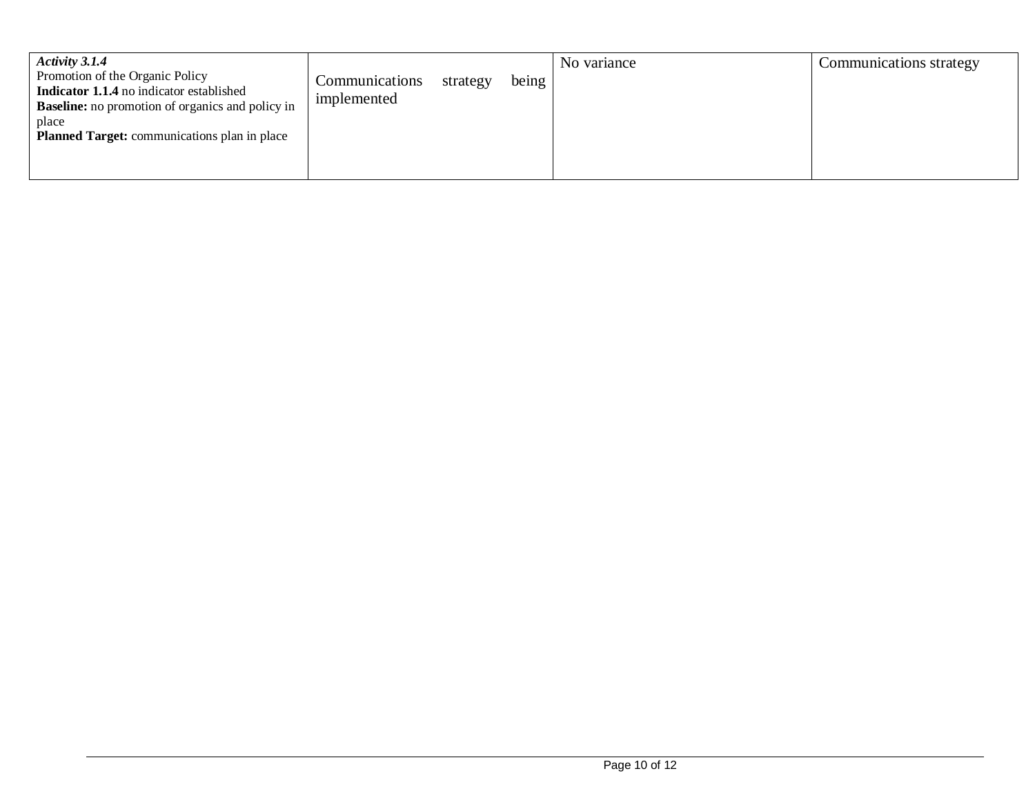| | | | |
|---|---|---|---|
| ***Activity 3.1.4***<br>Promotion of the Organic Policy<br>**Indicator 1.1.4** no indicator established<br>**Baseline:** no promotion of organics and policy in place<br>**Planned Target:** communications plan in place | Communications strategy being implemented | No variance | Communications strategy |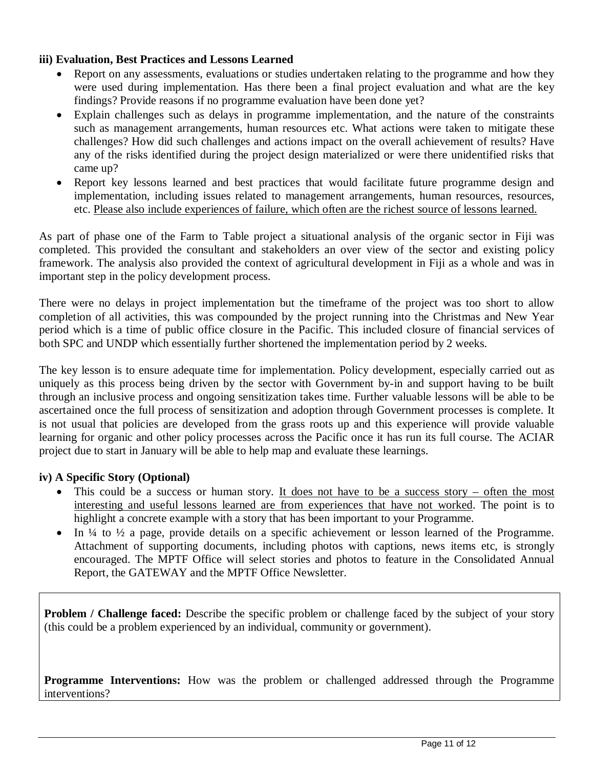**iii) Evaluation, Best Practices and Lessons Learned**

- Report on any assessments, evaluations or studies undertaken relating to the programme and how they were used during implementation. Has there been a final project evaluation and what are the key findings? Provide reasons if no programme evaluation have been done yet?
- Explain challenges such as delays in programme implementation, and the nature of the constraints such as management arrangements, human resources etc. What actions were taken to mitigate these challenges? How did such challenges and actions impact on the overall achievement of results? Have any of the risks identified during the project design materialized or were there unidentified risks that came up?
- Report key lessons learned and best practices that would facilitate future programme design and implementation, including issues related to management arrangements, human resources, resources, etc. <u>Please also include experiences of failure, which often are the richest source of lessons learned.</u>

As part of phase one of the Farm to Table project a situational analysis of the organic sector in Fiji was completed. This provided the consultant and stakeholders an over view of the sector and existing policy framework. The analysis also provided the context of agricultural development in Fiji as a whole and was in important step in the policy development process.

There were no delays in project implementation but the timeframe of the project was too short to allow completion of all activities, this was compounded by the project running into the Christmas and New Year period which is a time of public office closure in the Pacific. This included closure of financial services of both SPC and UNDP which essentially further shortened the implementation period by 2 weeks.

The key lesson is to ensure adequate time for implementation. Policy development, especially carried out as uniquely as this process being driven by the sector with Government by-in and support having to be built through an inclusive process and ongoing sensitization takes time. Further valuable lessons will be able to be ascertained once the full process of sensitization and adoption through Government processes is complete. It is not usual that policies are developed from the grass roots up and this experience will provide valuable learning for organic and other policy processes across the Pacific once it has run its full course. The ACIAR project due to start in January will be able to help map and evaluate these learnings.

**iv) A Specific Story (Optional)**

- This could be a success or human story. <u>It does not have to be a success story – often the most interesting and useful lessons learned are from experiences that have not worked</u>. The point is to highlight a concrete example with a story that has been important to your Programme.
- In ¼ to ½ a page, provide details on a specific achievement or lesson learned of the Programme. Attachment of supporting documents, including photos with captions, news items etc, is strongly encouraged. The MPTF Office will select stories and photos to feature in the Consolidated Annual Report, the GATEWAY and the MPTF Office Newsletter.

**Problem / Challenge faced:** Describe the specific problem or challenge faced by the subject of your story (this could be a problem experienced by an individual, community or government).

**Programme Interventions:** How was the problem or challenged addressed through the Programme interventions?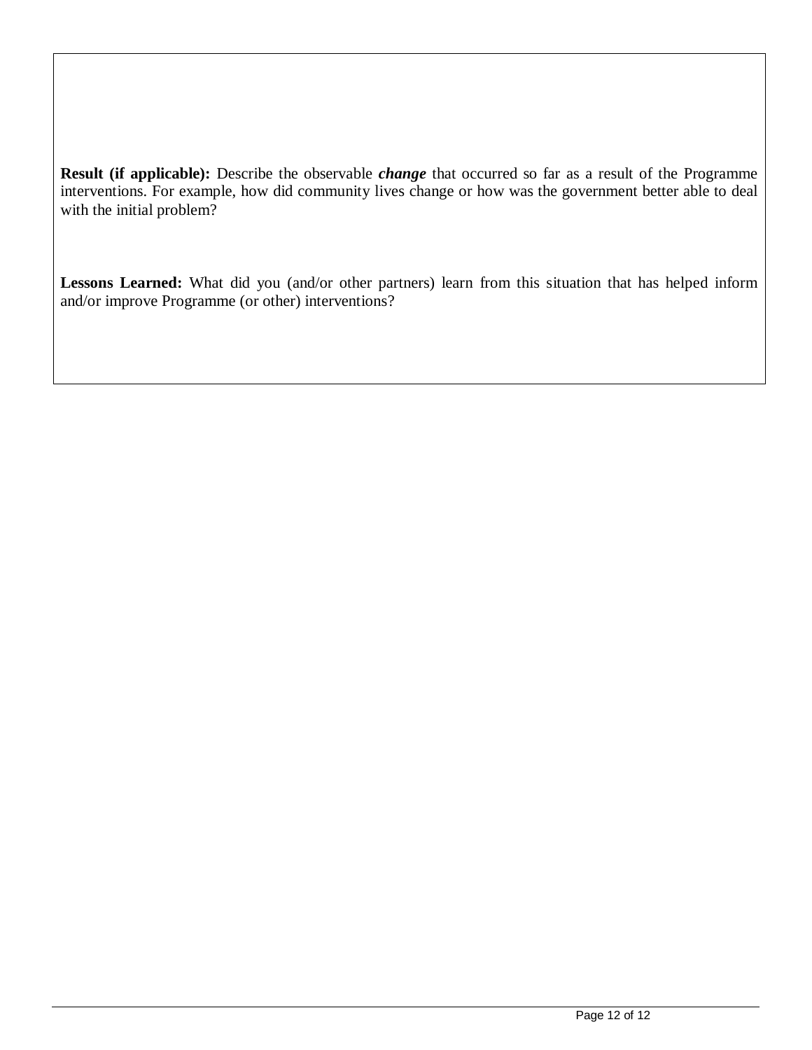**Result (if applicable):** Describe the observable ***change*** that occurred so far as a result of the Programme interventions. For example, how did community lives change or how was the government better able to deal with the initial problem?

**Lessons Learned:** What did you (and/or other partners) learn from this situation that has helped inform and/or improve Programme (or other) interventions?